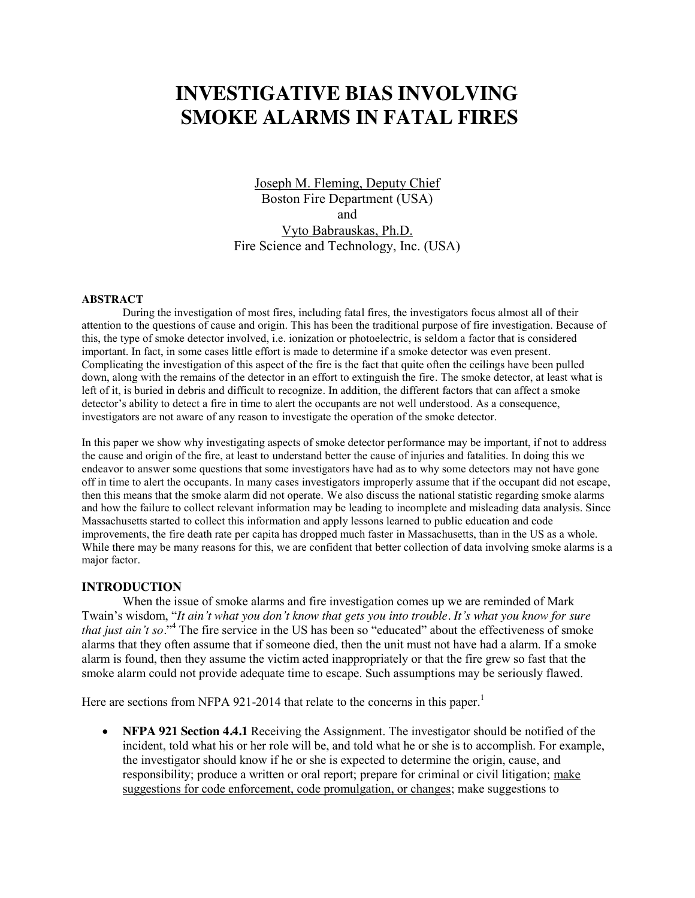# INVESTIGATIVE BIAS INVOLVING SMOKE ALARMS IN FATAL FIRES

Joseph M. Fleming, Deputy Chief
Boston Fire Department (USA)
and
Vyto Babrauskas, Ph.D.
Fire Science and Technology, Inc. (USA)

**ABSTRACT**

During the investigation of most fires, including fatal fires, the investigators focus almost all of their attention to the questions of cause and origin. This has been the traditional purpose of fire investigation. Because of this, the type of smoke detector involved, i.e. ionization or photoelectric, is seldom a factor that is considered important. In fact, in some cases little effort is made to determine if a smoke detector was even present. Complicating the investigation of this aspect of the fire is the fact that quite often the ceilings have been pulled down, along with the remains of the detector in an effort to extinguish the fire. The smoke detector, at least what is left of it, is buried in debris and difficult to recognize. In addition, the different factors that can affect a smoke detector's ability to detect a fire in time to alert the occupants are not well understood. As a consequence, investigators are not aware of any reason to investigate the operation of the smoke detector.

In this paper we show why investigating aspects of smoke detector performance may be important, if not to address the cause and origin of the fire, at least to understand better the cause of injuries and fatalities. In doing this we endeavor to answer some questions that some investigators have had as to why some detectors may not have gone off in time to alert the occupants. In many cases investigators improperly assume that if the occupant did not escape, then this means that the smoke alarm did not operate. We also discuss the national statistic regarding smoke alarms and how the failure to collect relevant information may be leading to incomplete and misleading data analysis. Since Massachusetts started to collect this information and apply lessons learned to public education and code improvements, the fire death rate per capita has dropped much faster in Massachusetts, than in the US as a whole. While there may be many reasons for this, we are confident that better collection of data involving smoke alarms is a major factor.

**INTRODUCTION**

When the issue of smoke alarms and fire investigation comes up we are reminded of Mark Twain's wisdom, "*It ain't what you don't know that gets you into trouble*. *It's what you know for sure that just ain't so*."[4] The fire service in the US has been so "educated" about the effectiveness of smoke alarms that they often assume that if someone died, then the unit must not have had a alarm. If a smoke alarm is found, then they assume the victim acted inappropriately or that the fire grew so fast that the smoke alarm could not provide adequate time to escape. Such assumptions may be seriously flawed.

Here are sections from NFPA 921-2014 that relate to the concerns in this paper.[1]

- **NFPA 921 Section 4.4.1** Receiving the Assignment. The investigator should be notified of the incident, told what his or her role will be, and told what he or she is to accomplish. For example, the investigator should know if he or she is expected to determine the origin, cause, and responsibility; produce a written or oral report; prepare for criminal or civil litigation; make suggestions for code enforcement, code promulgation, or changes; make suggestions to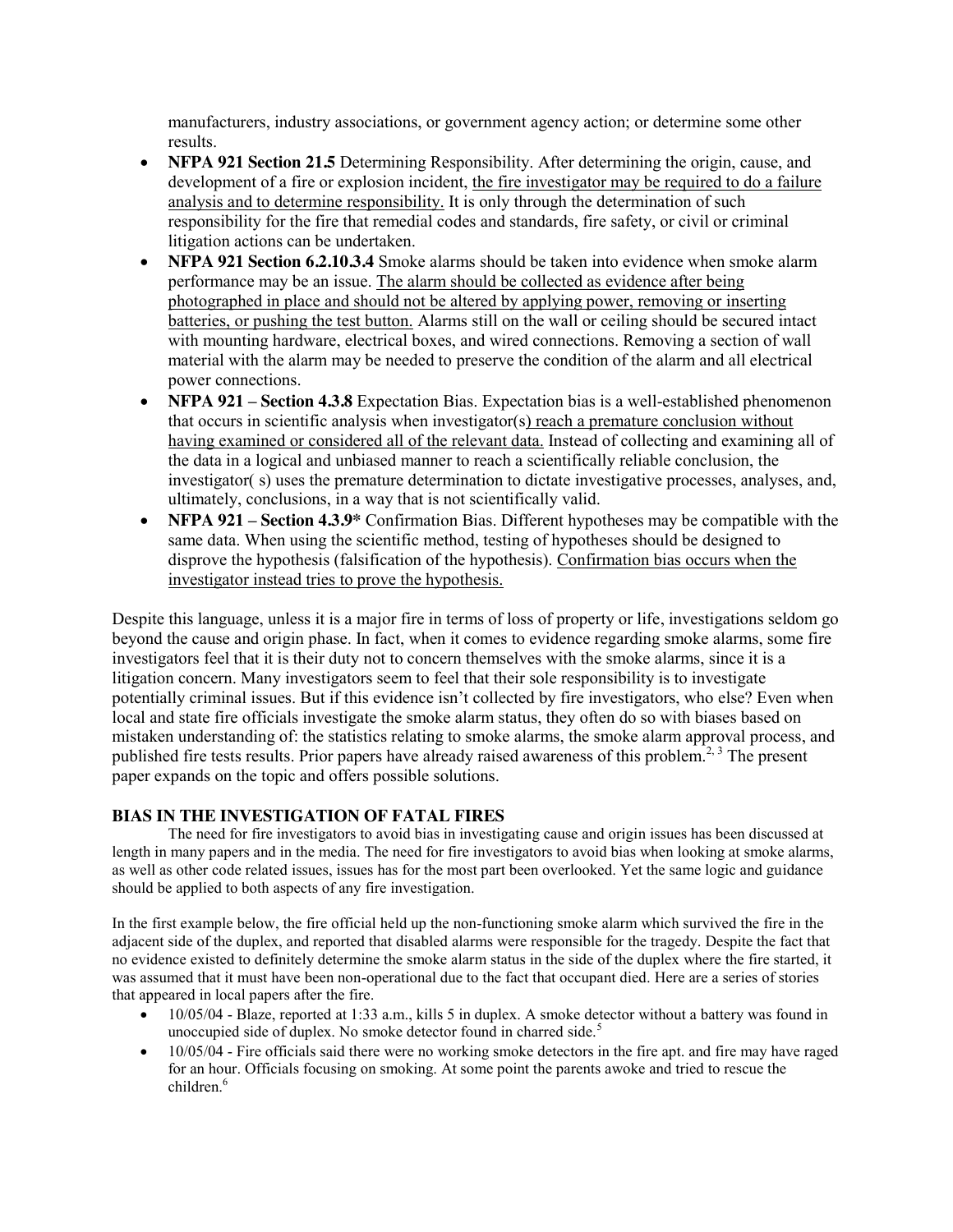manufacturers, industry associations, or government agency action; or determine some other results.

- **NFPA 921 Section 21.5** Determining Responsibility. After determining the origin, cause, and development of a fire or explosion incident, the fire investigator may be required to do a failure analysis and to determine responsibility. It is only through the determination of such responsibility for the fire that remedial codes and standards, fire safety, or civil or criminal litigation actions can be undertaken.
- **NFPA 921 Section 6.2.10.3.4** Smoke alarms should be taken into evidence when smoke alarm performance may be an issue. The alarm should be collected as evidence after being photographed in place and should not be altered by applying power, removing or inserting batteries, or pushing the test button. Alarms still on the wall or ceiling should be secured intact with mounting hardware, electrical boxes, and wired connections. Removing a section of wall material with the alarm may be needed to preserve the condition of the alarm and all electrical power connections.
- **NFPA 921 – Section 4.3.8** Expectation Bias. Expectation bias is a well-established phenomenon that occurs in scientific analysis when investigator(s) reach a premature conclusion without having examined or considered all of the relevant data. Instead of collecting and examining all of the data in a logical and unbiased manner to reach a scientifically reliable conclusion, the investigator( s) uses the premature determination to dictate investigative processes, analyses, and, ultimately, conclusions, in a way that is not scientifically valid.
- **NFPA 921 – Section 4.3.9*** Confirmation Bias. Different hypotheses may be compatible with the same data. When using the scientific method, testing of hypotheses should be designed to disprove the hypothesis (falsification of the hypothesis). Confirmation bias occurs when the investigator instead tries to prove the hypothesis.

Despite this language, unless it is a major fire in terms of loss of property or life, investigations seldom go beyond the cause and origin phase. In fact, when it comes to evidence regarding smoke alarms, some fire investigators feel that it is their duty not to concern themselves with the smoke alarms, since it is a litigation concern. Many investigators seem to feel that their sole responsibility is to investigate potentially criminal issues. But if this evidence isn't collected by fire investigators, who else? Even when local and state fire officials investigate the smoke alarm status, they often do so with biases based on mistaken understanding of: the statistics relating to smoke alarms, the smoke alarm approval process, and published fire tests results. Prior papers have already raised awareness of this problem.[2, 3] The present paper expands on the topic and offers possible solutions.

## BIAS IN THE INVESTIGATION OF FATAL FIRES

The need for fire investigators to avoid bias in investigating cause and origin issues has been discussed at length in many papers and in the media. The need for fire investigators to avoid bias when looking at smoke alarms, as well as other code related issues, issues has for the most part been overlooked. Yet the same logic and guidance should be applied to both aspects of any fire investigation.

In the first example below, the fire official held up the non-functioning smoke alarm which survived the fire in the adjacent side of the duplex, and reported that disabled alarms were responsible for the tragedy. Despite the fact that no evidence existed to definitely determine the smoke alarm status in the side of the duplex where the fire started, it was assumed that it must have been non-operational due to the fact that occupant died. Here are a series of stories that appeared in local papers after the fire.

- 10/05/04 - Blaze, reported at 1:33 a.m., kills 5 in duplex. A smoke detector without a battery was found in unoccupied side of duplex. No smoke detector found in charred side.[5]
- 10/05/04 - Fire officials said there were no working smoke detectors in the fire apt. and fire may have raged for an hour. Officials focusing on smoking. At some point the parents awoke and tried to rescue the children.[6]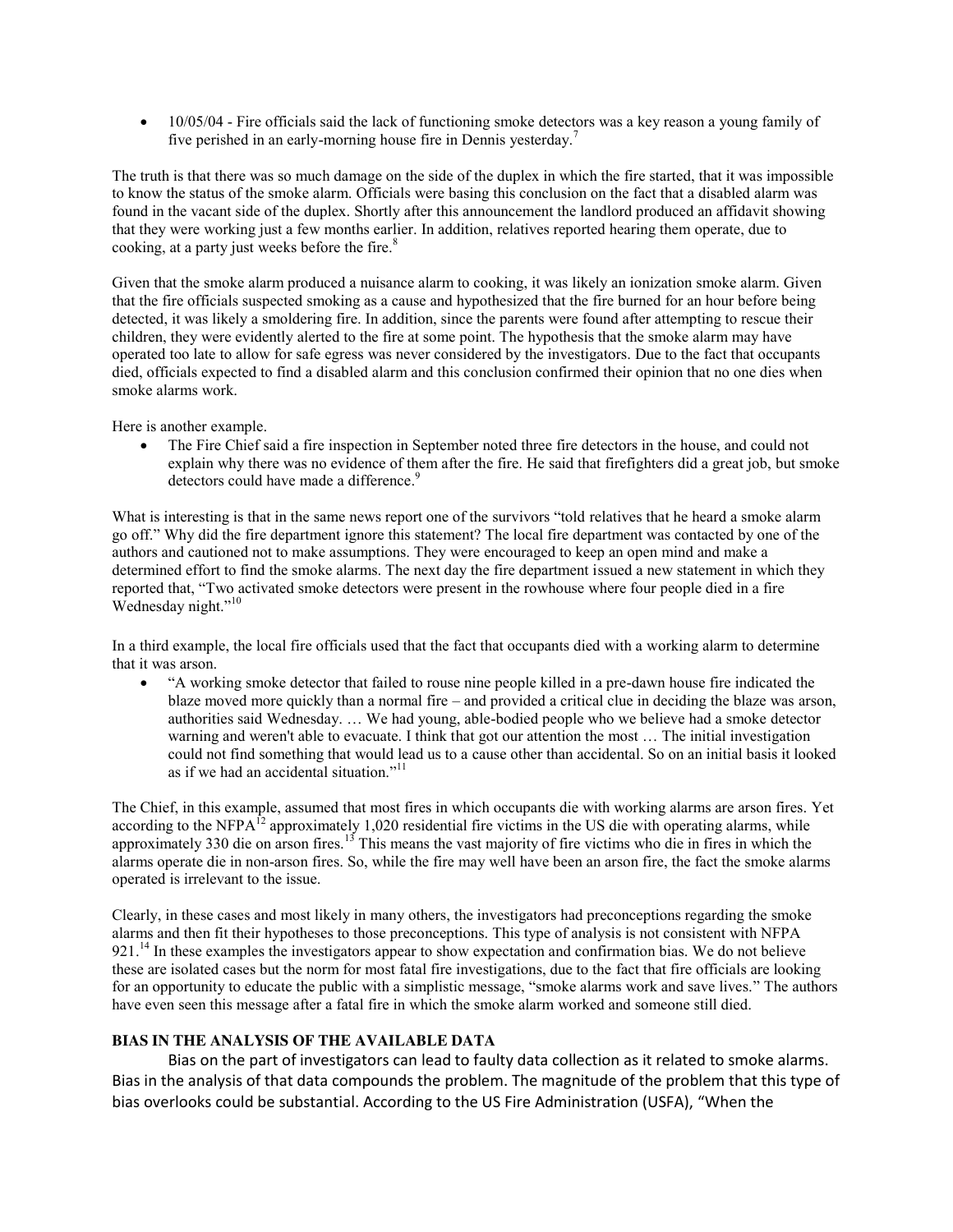- 10/05/04 - Fire officials said the lack of functioning smoke detectors was a key reason a young family of five perished in an early-morning house fire in Dennis yesterday.[7]

The truth is that there was so much damage on the side of the duplex in which the fire started, that it was impossible to know the status of the smoke alarm. Officials were basing this conclusion on the fact that a disabled alarm was found in the vacant side of the duplex. Shortly after this announcement the landlord produced an affidavit showing that they were working just a few months earlier. In addition, relatives reported hearing them operate, due to cooking, at a party just weeks before the fire.[8]

Given that the smoke alarm produced a nuisance alarm to cooking, it was likely an ionization smoke alarm. Given that the fire officials suspected smoking as a cause and hypothesized that the fire burned for an hour before being detected, it was likely a smoldering fire. In addition, since the parents were found after attempting to rescue their children, they were evidently alerted to the fire at some point. The hypothesis that the smoke alarm may have operated too late to allow for safe egress was never considered by the investigators. Due to the fact that occupants died, officials expected to find a disabled alarm and this conclusion confirmed their opinion that no one dies when smoke alarms work.

Here is another example.

- The Fire Chief said a fire inspection in September noted three fire detectors in the house, and could not explain why there was no evidence of them after the fire. He said that firefighters did a great job, but smoke detectors could have made a difference.[9]

What is interesting is that in the same news report one of the survivors "told relatives that he heard a smoke alarm go off." Why did the fire department ignore this statement? The local fire department was contacted by one of the authors and cautioned not to make assumptions. They were encouraged to keep an open mind and make a determined effort to find the smoke alarms. The next day the fire department issued a new statement in which they reported that, "Two activated smoke detectors were present in the rowhouse where four people died in a fire Wednesday night."[10]

In a third example, the local fire officials used that the fact that occupants died with a working alarm to determine that it was arson.

- "A working smoke detector that failed to rouse nine people killed in a pre-dawn house fire indicated the blaze moved more quickly than a normal fire – and provided a critical clue in deciding the blaze was arson, authorities said Wednesday. … We had young, able-bodied people who we believe had a smoke detector warning and weren't able to evacuate. I think that got our attention the most … The initial investigation could not find something that would lead us to a cause other than accidental. So on an initial basis it looked as if we had an accidental situation."[11]

The Chief, in this example, assumed that most fires in which occupants die with working alarms are arson fires. Yet according to the NFPA[12] approximately 1,020 residential fire victims in the US die with operating alarms, while approximately 330 die on arson fires.[13] This means the vast majority of fire victims who die in fires in which the alarms operate die in non-arson fires. So, while the fire may well have been an arson fire, the fact the smoke alarms operated is irrelevant to the issue.

Clearly, in these cases and most likely in many others, the investigators had preconceptions regarding the smoke alarms and then fit their hypotheses to those preconceptions. This type of analysis is not consistent with NFPA 921.[14] In these examples the investigators appear to show expectation and confirmation bias. We do not believe these are isolated cases but the norm for most fatal fire investigations, due to the fact that fire officials are looking for an opportunity to educate the public with a simplistic message, "smoke alarms work and save lives." The authors have even seen this message after a fatal fire in which the smoke alarm worked and someone still died.

## BIAS IN THE ANALYSIS OF THE AVAILABLE DATA

Bias on the part of investigators can lead to faulty data collection as it related to smoke alarms. Bias in the analysis of that data compounds the problem. The magnitude of the problem that this type of bias overlooks could be substantial. According to the US Fire Administration (USFA), "When the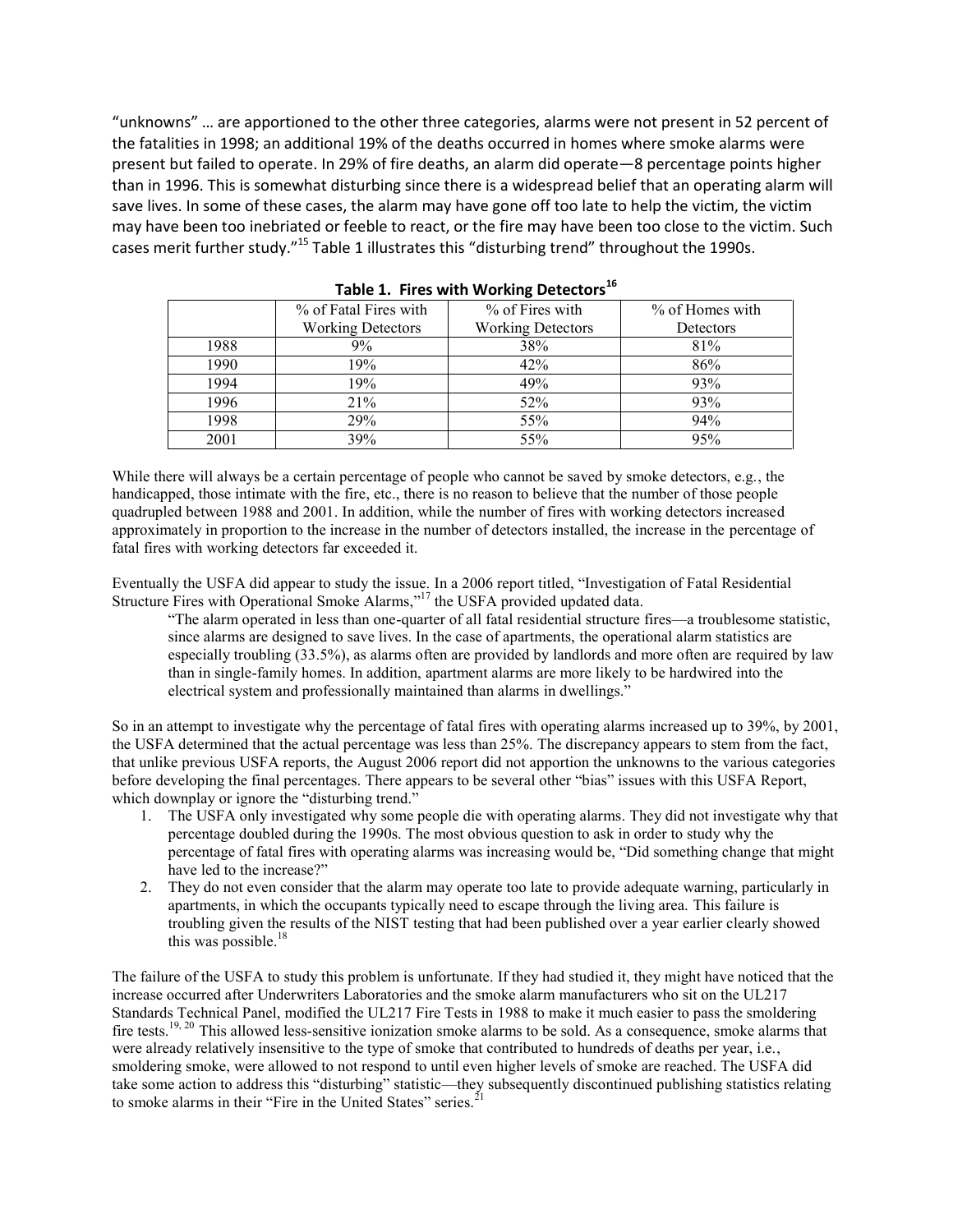"unknowns" … are apportioned to the other three categories, alarms were not present in 52 percent of the fatalities in 1998; an additional 19% of the deaths occurred in homes where smoke alarms were present but failed to operate. In 29% of fire deaths, an alarm did operate—8 percentage points higher than in 1996. This is somewhat disturbing since there is a widespread belief that an operating alarm will save lives. In some of these cases, the alarm may have gone off too late to help the victim, the victim may have been too inebriated or feeble to react, or the fire may have been too close to the victim. Such cases merit further study."[15] Table 1 illustrates this "disturbing trend" throughout the 1990s.

**Table 1. Fires with Working Detectors[16]**

| | % of Fatal Fires with Working Detectors | % of Fires with Working Detectors | % of Homes with Detectors |
|---|---|---|---|
| 1988 | 9% | 38% | 81% |
| 1990 | 19% | 42% | 86% |
| 1994 | 19% | 49% | 93% |
| 1996 | 21% | 52% | 93% |
| 1998 | 29% | 55% | 94% |
| 2001 | 39% | 55% | 95% |

While there will always be a certain percentage of people who cannot be saved by smoke detectors, e.g., the handicapped, those intimate with the fire, etc., there is no reason to believe that the number of those people quadrupled between 1988 and 2001. In addition, while the number of fires with working detectors increased approximately in proportion to the increase in the number of detectors installed, the increase in the percentage of fatal fires with working detectors far exceeded it.

Eventually the USFA did appear to study the issue. In a 2006 report titled, "Investigation of Fatal Residential Structure Fires with Operational Smoke Alarms,"[17] the USFA provided updated data.

> "The alarm operated in less than one-quarter of all fatal residential structure fires—a troublesome statistic, since alarms are designed to save lives. In the case of apartments, the operational alarm statistics are especially troubling (33.5%), as alarms often are provided by landlords and more often are required by law than in single-family homes. In addition, apartment alarms are more likely to be hardwired into the electrical system and professionally maintained than alarms in dwellings."

So in an attempt to investigate why the percentage of fatal fires with operating alarms increased up to 39%, by 2001, the USFA determined that the actual percentage was less than 25%. The discrepancy appears to stem from the fact, that unlike previous USFA reports, the August 2006 report did not apportion the unknowns to the various categories before developing the final percentages. There appears to be several other "bias" issues with this USFA Report, which downplay or ignore the "disturbing trend."

1. The USFA only investigated why some people die with operating alarms. They did not investigate why that percentage doubled during the 1990s. The most obvious question to ask in order to study why the percentage of fatal fires with operating alarms was increasing would be, "Did something change that might have led to the increase?"
2. They do not even consider that the alarm may operate too late to provide adequate warning, particularly in apartments, in which the occupants typically need to escape through the living area. This failure is troubling given the results of the NIST testing that had been published over a year earlier clearly showed this was possible.[18]

The failure of the USFA to study this problem is unfortunate. If they had studied it, they might have noticed that the increase occurred after Underwriters Laboratories and the smoke alarm manufacturers who sit on the UL217 Standards Technical Panel, modified the UL217 Fire Tests in 1988 to make it much easier to pass the smoldering fire tests.[19, 20] This allowed less-sensitive ionization smoke alarms to be sold. As a consequence, smoke alarms that were already relatively insensitive to the type of smoke that contributed to hundreds of deaths per year, i.e., smoldering smoke, were allowed to not respond to until even higher levels of smoke are reached. The USFA did take some action to address this "disturbing" statistic—they subsequently discontinued publishing statistics relating to smoke alarms in their "Fire in the United States" series.[21]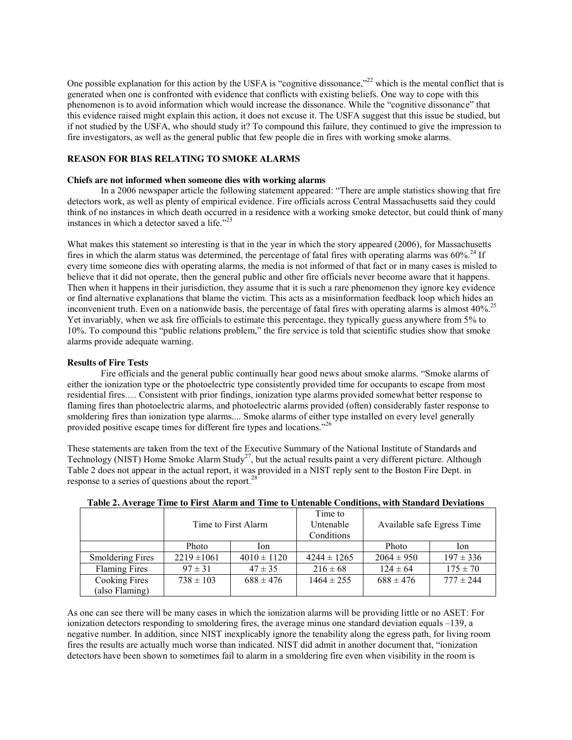One possible explanation for this action by the USFA is "cognitive dissonance,"[22] which is the mental conflict that is generated when one is confronted with evidence that conflicts with existing beliefs. One way to cope with this phenomenon is to avoid information which would increase the dissonance. While the "cognitive dissonance" that this evidence raised might explain this action, it does not excuse it. The USFA suggest that this issue be studied, but if not studied by the USFA, who should study it? To compound this failure, they continued to give the impression to fire investigators, as well as the general public that few people die in fires with working smoke alarms.

## REASON FOR BIAS RELATING TO SMOKE ALARMS

### Chiefs are not informed when someone dies with working alarms

In a 2006 newspaper article the following statement appeared: "There are ample statistics showing that fire detectors work, as well as plenty of empirical evidence. Fire officials across Central Massachusetts said they could think of no instances in which death occurred in a residence with a working smoke detector, but could think of many instances in which a detector saved a life."[23]

What makes this statement so interesting is that in the year in which the story appeared (2006), for Massachusetts fires in which the alarm status was determined, the percentage of fatal fires with operating alarms was 60%.[24] If every time someone dies with operating alarms, the media is not informed of that fact or in many cases is misled to believe that it did not operate, then the general public and other fire officials never become aware that it happens. Then when it happens in their jurisdiction, they assume that it is such a rare phenomenon they ignore key evidence or find alternative explanations that blame the victim. This acts as a misinformation feedback loop which hides an inconvenient truth. Even on a nationwide basis, the percentage of fatal fires with operating alarms is almost 40%.[25] Yet invariably, when we ask fire officials to estimate this percentage, they typically guess anywhere from 5% to 10%. To compound this "public relations problem," the fire service is told that scientific studies show that smoke alarms provide adequate warning.

### Results of Fire Tests

Fire officials and the general public continually hear good news about smoke alarms. "Smoke alarms of either the ionization type or the photoelectric type consistently provided time for occupants to escape from most residential fires.… Consistent with prior findings, ionization type alarms provided somewhat better response to flaming fires than photoelectric alarms, and photoelectric alarms provided (often) considerably faster response to smoldering fires than ionization type alarms.... Smoke alarms of either type installed on every level generally provided positive escape times for different fire types and locations."[26]

These statements are taken from the text of the Executive Summary of the National Institute of Standards and Technology (NIST) Home Smoke Alarm Study[27], but the actual results paint a very different picture. Although Table 2 does not appear in the actual report, it was provided in a NIST reply sent to the Boston Fire Dept. in response to a series of questions about the report.[28]

**Table 2. Average Time to First Alarm and Time to Untenable Conditions, with Standard Deviations**

| | Time to First Alarm | | Time to Untenable Conditions | Available safe Egress Time | |
|---|---|---|---|---|---|
| | Photo | Ion | | Photo | Ion |
| Smoldering Fires | 2219 ±1061 | 4010 ± 1120 | 4244 ± 1265 | 2064 ± 950 | 197 ± 336 |
| Flaming Fires | 97 ± 31 | 47 ± 35 | 216 ± 68 | 124 ± 64 | 175 ± 70 |
| Cooking Fires (also Flaming) | 738 ± 103 | 688 ± 476 | 1464 ± 255 | 688 ± 476 | 777 ± 244 |

As one can see there will be many cases in which the ionization alarms will be providing little or no ASET: For ionization detectors responding to smoldering fires, the average minus one standard deviation equals –139, a negative number. In addition, since NIST inexplicably ignore the tenability along the egress path, for living room fires the results are actually much worse than indicated. NIST did admit in another document that, "ionization detectors have been shown to sometimes fail to alarm in a smoldering fire even when visibility in the room is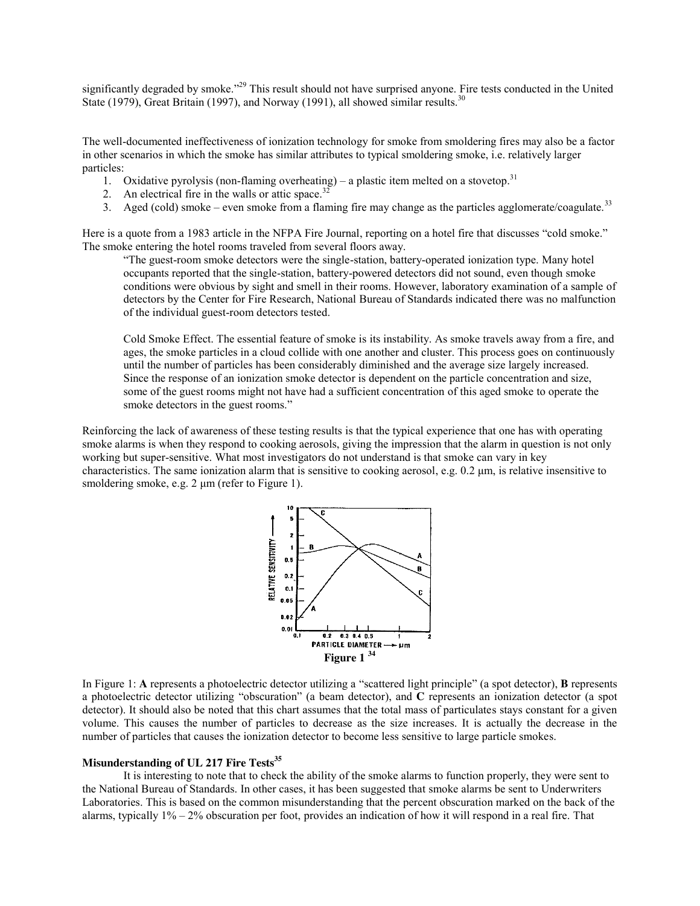significantly degraded by smoke."[29] This result should not have surprised anyone. Fire tests conducted in the United State (1979), Great Britain (1997), and Norway (1991), all showed similar results.[30]

The well-documented ineffectiveness of ionization technology for smoke from smoldering fires may also be a factor in other scenarios in which the smoke has similar attributes to typical smoldering smoke, i.e. relatively larger particles:

1. Oxidative pyrolysis (non-flaming overheating) – a plastic item melted on a stovetop.[31]
2. An electrical fire in the walls or attic space.[32]
3. Aged (cold) smoke – even smoke from a flaming fire may change as the particles agglomerate/coagulate.[33]

Here is a quote from a 1983 article in the NFPA Fire Journal, reporting on a hotel fire that discusses "cold smoke." The smoke entering the hotel rooms traveled from several floors away.

> "The guest-room smoke detectors were the single-station, battery-operated ionization type. Many hotel occupants reported that the single-station, battery-powered detectors did not sound, even though smoke conditions were obvious by sight and smell in their rooms. However, laboratory examination of a sample of detectors by the Center for Fire Research, National Bureau of Standards indicated there was no malfunction of the individual guest-room detectors tested.
>
> Cold Smoke Effect. The essential feature of smoke is its instability. As smoke travels away from a fire, and ages, the smoke particles in a cloud collide with one another and cluster. This process goes on continuously until the number of particles has been considerably diminished and the average size largely increased. Since the response of an ionization smoke detector is dependent on the particle concentration and size, some of the guest rooms might not have had a sufficient concentration of this aged smoke to operate the smoke detectors in the guest rooms."

Reinforcing the lack of awareness of these testing results is that the typical experience that one has with operating smoke alarms is when they respond to cooking aerosols, giving the impression that the alarm in question is not only working but super-sensitive. What most investigators do not understand is that smoke can vary in key characteristics. The same ionization alarm that is sensitive to cooking aerosol, e.g. 0.2 µm, is relative insensitive to smoldering smoke, e.g. 2 µm (refer to Figure 1).

**Figure 1** [34]

In Figure 1: **A** represents a photoelectric detector utilizing a "scattered light principle" (a spot detector), **B** represents a photoelectric detector utilizing "obscuration" (a beam detector), and **C** represents an ionization detector (a spot detector). It should also be noted that this chart assumes that the total mass of particulates stays constant for a given volume. This causes the number of particles to decrease as the size increases. It is actually the decrease in the number of particles that causes the ionization detector to become less sensitive to large particle smokes.

**Misunderstanding of UL 217 Fire Tests**[35]

It is interesting to note that to check the ability of the smoke alarms to function properly, they were sent to the National Bureau of Standards. In other cases, it has been suggested that smoke alarms be sent to Underwriters Laboratories. This is based on the common misunderstanding that the percent obscuration marked on the back of the alarms, typically 1% – 2% obscuration per foot, provides an indication of how it will respond in a real fire. That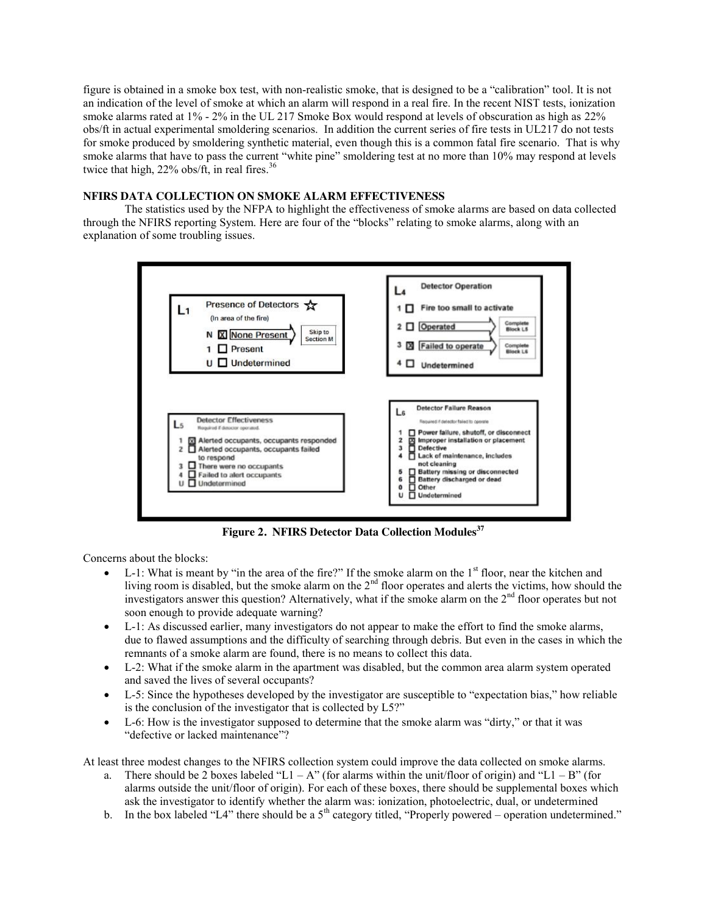figure is obtained in a smoke box test, with non-realistic smoke, that is designed to be a "calibration" tool. It is not an indication of the level of smoke at which an alarm will respond in a real fire. In the recent NIST tests, ionization smoke alarms rated at 1% - 2% in the UL 217 Smoke Box would respond at levels of obscuration as high as 22% obs/ft in actual experimental smoldering scenarios. In addition the current series of fire tests in UL217 do not tests for smoke produced by smoldering synthetic material, even though this is a common fatal fire scenario. That is why smoke alarms that have to pass the current "white pine" smoldering test at no more than 10% may respond at levels twice that high, 22% obs/ft, in real fires.[36]

## NFIRS DATA COLLECTION ON SMOKE ALARM EFFECTIVENESS

The statistics used by the NFPA to highlight the effectiveness of smoke alarms are based on data collected through the NFIRS reporting System. Here are four of the "blocks" relating to smoke alarms, along with an explanation of some troubling issues.

**L1 Presence of Detectors** ☆
(In area of the fire)
- N ☒ None Present → Skip to Section M
- 1 ☐ Present
- U ☐ Undetermined

**L4 Detector Operation**
- 1 ☐ Fire too small to activate
- 2 ☐ Operated → Complete Block L5
- 3 ☒ Failed to operate → Complete Block L6
- 4 ☐ Undetermined

**L5 Detector Effectiveness**
Required if detector operated.
- 1 ☒ Alerted occupants, occupants responded
- 2 ☐ Alerted occupants, occupants failed to respond
- 3 ☐ There were no occupants
- 4 ☐ Failed to alert occupants
- U ☐ Undetermined

**L6 Detector Failure Reason**
Required if detector failed to operate
- 1 ☐ Power failure, shutoff, or disconnect
- 2 ☒ Improper installation or placement
- 3 ☐ Defective
- 4 ☐ Lack of maintenance, includes not cleaning
- 5 ☐ Battery missing or disconnected
- 6 ☐ Battery discharged or dead
- 0 ☐ Other
- U ☐ Undetermined

**Figure 2. NFIRS Detector Data Collection Modules[37]**

Concerns about the blocks:

- L-1: What is meant by "in the area of the fire?" If the smoke alarm on the 1st floor, near the kitchen and living room is disabled, but the smoke alarm on the 2nd floor operates and alerts the victims, how should the investigators answer this question? Alternatively, what if the smoke alarm on the 2nd floor operates but not soon enough to provide adequate warning?
- L-1: As discussed earlier, many investigators do not appear to make the effort to find the smoke alarms, due to flawed assumptions and the difficulty of searching through debris. But even in the cases in which the remnants of a smoke alarm are found, there is no means to collect this data.
- L-2: What if the smoke alarm in the apartment was disabled, but the common area alarm system operated and saved the lives of several occupants?
- L-5: Since the hypotheses developed by the investigator are susceptible to "expectation bias," how reliable is the conclusion of the investigator that is collected by L5?"
- L-6: How is the investigator supposed to determine that the smoke alarm was "dirty," or that it was "defective or lacked maintenance"?

At least three modest changes to the NFIRS collection system could improve the data collected on smoke alarms.

a. There should be 2 boxes labeled "L1 – A" (for alarms within the unit/floor of origin) and "L1 – B" (for alarms outside the unit/floor of origin). For each of these boxes, there should be supplemental boxes which ask the investigator to identify whether the alarm was: ionization, photoelectric, dual, or undetermined
b. In the box labeled "L4" there should be a 5th category titled, "Properly powered – operation undetermined."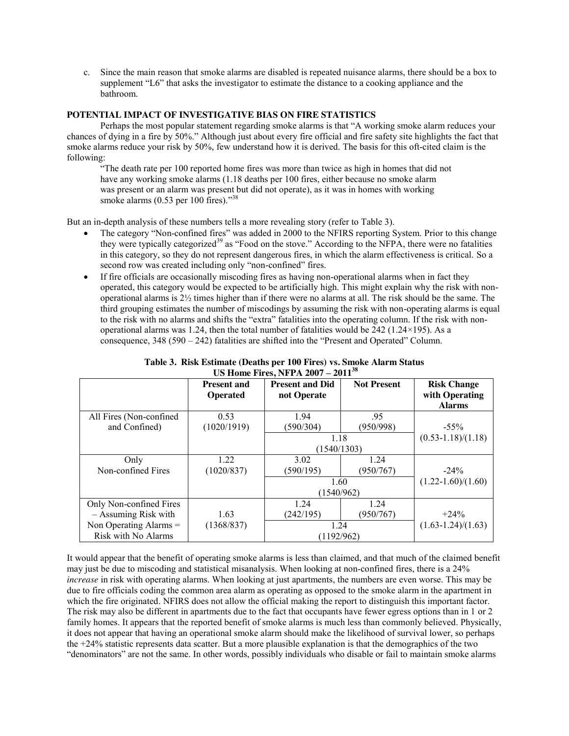c. Since the main reason that smoke alarms are disabled is repeated nuisance alarms, there should be a box to supplement "L6" that asks the investigator to estimate the distance to a cooking appliance and the bathroom.

**POTENTIAL IMPACT OF INVESTIGATIVE BIAS ON FIRE STATISTICS**

Perhaps the most popular statement regarding smoke alarms is that "A working smoke alarm reduces your chances of dying in a fire by 50%." Although just about every fire official and fire safety site highlights the fact that smoke alarms reduce your risk by 50%, few understand how it is derived. The basis for this oft-cited claim is the following:

> "The death rate per 100 reported home fires was more than twice as high in homes that did not have any working smoke alarms (1.18 deaths per 100 fires, either because no smoke alarm was present or an alarm was present but did not operate), as it was in homes with working smoke alarms (0.53 per 100 fires)."[38]

But an in-depth analysis of these numbers tells a more revealing story (refer to Table 3).

- The category "Non-confined fires" was added in 2000 to the NFIRS reporting System. Prior to this change they were typically categorized[39] as "Food on the stove." According to the NFPA, there were no fatalities in this category, so they do not represent dangerous fires, in which the alarm effectiveness is critical. So a second row was created including only "non-confined" fires.
- If fire officials are occasionally miscoding fires as having non-operational alarms when in fact they operated, this category would be expected to be artificially high. This might explain why the risk with non-operational alarms is 2½ times higher than if there were no alarms at all. The risk should be the same. The third grouping estimates the number of miscodings by assuming the risk with non-operating alarms is equal to the risk with no alarms and shifts the "extra" fatalities into the operating column. If the risk with non-operational alarms was 1.24, then the total number of fatalities would be 242 (1.24×195). As a consequence, 348 (590 – 242) fatalities are shifted into the "Present and Operated" Column.

**Table 3. Risk Estimate (Deaths per 100 Fires) vs. Smoke Alarm Status US Home Fires, NFPA 2007 – 2011[38]**

| | Present and Operated | Present and Did not Operate | Not Present | Risk Change with Operating Alarms |
|---|---|---|---|---|
| All Fires (Non-confined and Confined) | 0.53 (1020/1919) | 1.94 (590/304) | .95 (950/998) | -55% (0.53-1.18)/(1.18) |
| | | 1.18 (1540/1303) | | |
| Only Non-confined Fires | 1.22 (1020/837) | 3.02 (590/195) | 1.24 (950/767) | -24% (1.22-1.60)/(1.60) |
| | | 1.60 (1540/962) | | |
| Only Non-confined Fires – Assuming Risk with Non Operating Alarms = Risk with No Alarms | 1.63 (1368/837) | 1.24 (242/195) | 1.24 (950/767) | +24% (1.63-1.24)/(1.63) |
| | | 1.24 (1192/962) | | |

It would appear that the benefit of operating smoke alarms is less than claimed, and that much of the claimed benefit may just be due to miscoding and statistical misanalysis. When looking at non-confined fires, there is a 24% *increase* in risk with operating alarms. When looking at just apartments, the numbers are even worse. This may be due to fire officials coding the common area alarm as operating as opposed to the smoke alarm in the apartment in which the fire originated. NFIRS does not allow the official making the report to distinguish this important factor. The risk may also be different in apartments due to the fact that occupants have fewer egress options than in 1 or 2 family homes. It appears that the reported benefit of smoke alarms is much less than commonly believed. Physically, it does not appear that having an operational smoke alarm should make the likelihood of survival lower, so perhaps the +24% statistic represents data scatter. But a more plausible explanation is that the demographics of the two "denominators" are not the same. In other words, possibly individuals who disable or fail to maintain smoke alarms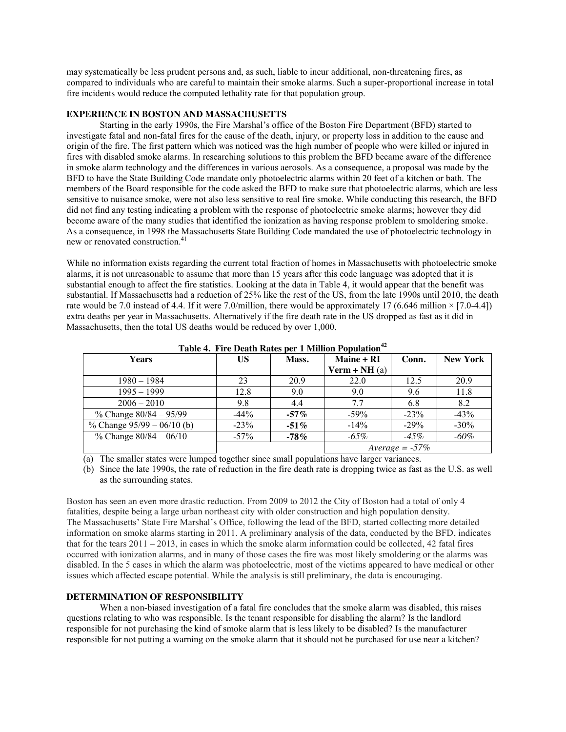may systematically be less prudent persons and, as such, liable to incur additional, non-threatening fires, as compared to individuals who are careful to maintain their smoke alarms. Such a super-proportional increase in total fire incidents would reduce the computed lethality rate for that population group.

## EXPERIENCE IN BOSTON AND MASSACHUSETTS

Starting in the early 1990s, the Fire Marshal's office of the Boston Fire Department (BFD) started to investigate fatal and non-fatal fires for the cause of the death, injury, or property loss in addition to the cause and origin of the fire. The first pattern which was noticed was the high number of people who were killed or injured in fires with disabled smoke alarms. In researching solutions to this problem the BFD became aware of the difference in smoke alarm technology and the differences in various aerosols. As a consequence, a proposal was made by the BFD to have the State Building Code mandate only photoelectric alarms within 20 feet of a kitchen or bath. The members of the Board responsible for the code asked the BFD to make sure that photoelectric alarms, which are less sensitive to nuisance smoke, were not also less sensitive to real fire smoke. While conducting this research, the BFD did not find any testing indicating a problem with the response of photoelectric smoke alarms; however they did become aware of the many studies that identified the ionization as having response problem to smoldering smoke. As a consequence, in 1998 the Massachusetts State Building Code mandated the use of photoelectric technology in new or renovated construction.[41]

While no information exists regarding the current total fraction of homes in Massachusetts with photoelectric smoke alarms, it is not unreasonable to assume that more than 15 years after this code language was adopted that it is substantial enough to affect the fire statistics. Looking at the data in Table 4, it would appear that the benefit was substantial. If Massachusetts had a reduction of 25% like the rest of the US, from the late 1990s until 2010, the death rate would be 7.0 instead of 4.4. If it were 7.0/million, there would be approximately 17 (6.646 million × [7.0-4.4]) extra deaths per year in Massachusetts. Alternatively if the fire death rate in the US dropped as fast as it did in Massachusetts, then the total US deaths would be reduced by over 1,000.

**Table 4. Fire Death Rates per 1 Million Population[42]**

| Years | US | Mass. | Maine + RI Verm + NH (a) | Conn. | New York |
|---|---|---|---|---|---|
| 1980 – 1984 | 23 | 20.9 | 22.0 | 12.5 | 20.9 |
| 1995 – 1999 | 12.8 | 9.0 | 9.0 | 9.6 | 11.8 |
| 2006 – 2010 | 9.8 | 4.4 | 7.7 | 6.8 | 8.2 |
| % Change 80/84 – 95/99 | -44% | **-57%** | -59% | -23% | -43% |
| % Change 95/99 – 06/10 (b) | -23% | **-51%** | -14% | -29% | -30% |
| % Change 80/84 – 06/10 | -57% | ***-78%*** | *-65%* | *-45%* | *-60%* |
| | | | *Average = -57%* | | |

(a) The smaller states were lumped together since small populations have larger variances.

(b) Since the late 1990s, the rate of reduction in the fire death rate is dropping twice as fast as the U.S. as well as the surrounding states.

Boston has seen an even more drastic reduction. From 2009 to 2012 the City of Boston had a total of only 4 fatalities, despite being a large urban northeast city with older construction and high population density. The Massachusetts' State Fire Marshal's Office, following the lead of the BFD, started collecting more detailed information on smoke alarms starting in 2011. A preliminary analysis of the data, conducted by the BFD, indicates that for the tears 2011 – 2013, in cases in which the smoke alarm information could be collected, 42 fatal fires occurred with ionization alarms, and in many of those cases the fire was most likely smoldering or the alarms was disabled. In the 5 cases in which the alarm was photoelectric, most of the victims appeared to have medical or other issues which affected escape potential. While the analysis is still preliminary, the data is encouraging.

## DETERMINATION OF RESPONSIBILITY

When a non-biased investigation of a fatal fire concludes that the smoke alarm was disabled, this raises questions relating to who was responsible. Is the tenant responsible for disabling the alarm? Is the landlord responsible for not purchasing the kind of smoke alarm that is less likely to be disabled? Is the manufacturer responsible for not putting a warning on the smoke alarm that it should not be purchased for use near a kitchen?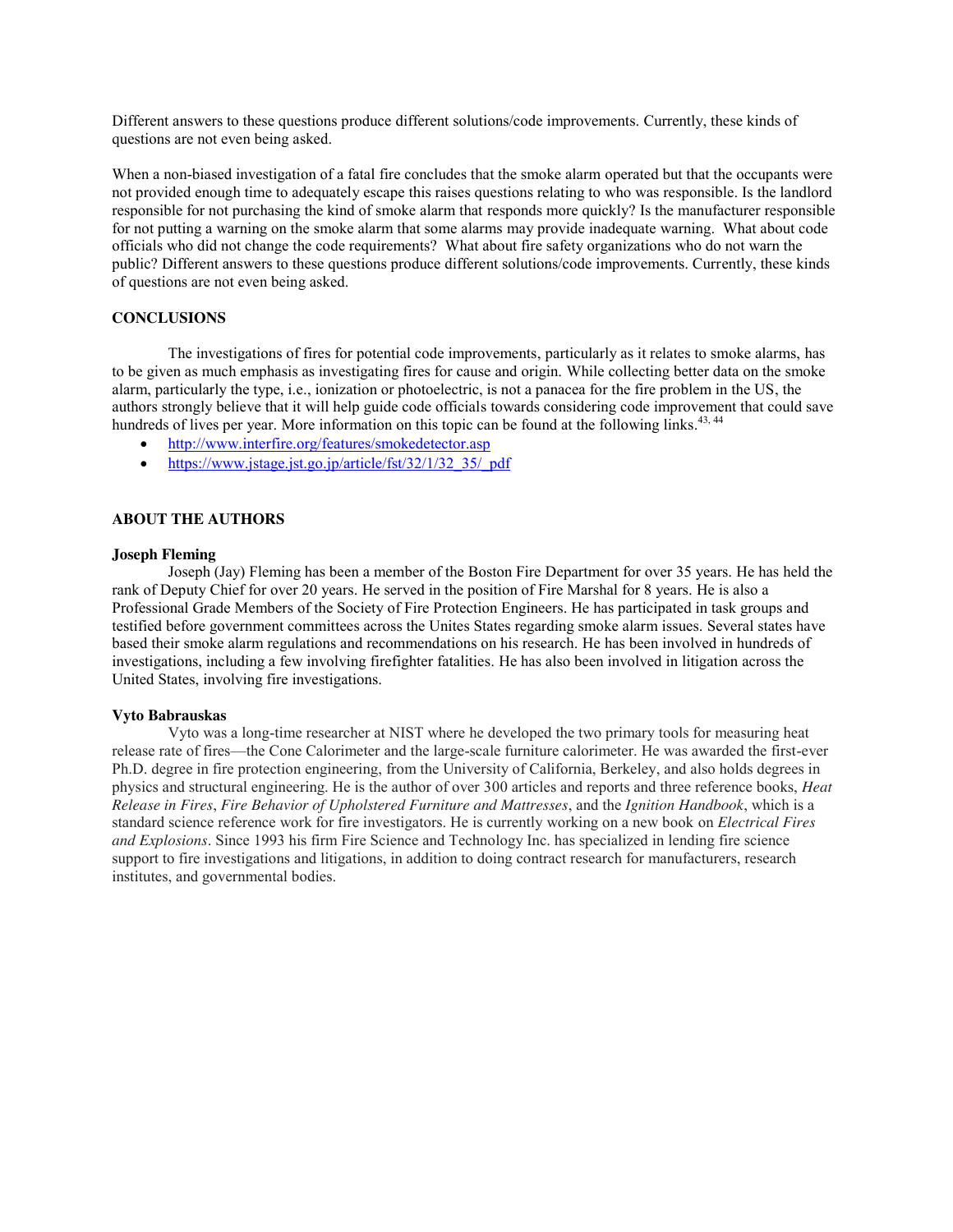Different answers to these questions produce different solutions/code improvements. Currently, these kinds of questions are not even being asked.

When a non-biased investigation of a fatal fire concludes that the smoke alarm operated but that the occupants were not provided enough time to adequately escape this raises questions relating to who was responsible. Is the landlord responsible for not purchasing the kind of smoke alarm that responds more quickly? Is the manufacturer responsible for not putting a warning on the smoke alarm that some alarms may provide inadequate warning. What about code officials who did not change the code requirements? What about fire safety organizations who do not warn the public? Different answers to these questions produce different solutions/code improvements. Currently, these kinds of questions are not even being asked.

## CONCLUSIONS

The investigations of fires for potential code improvements, particularly as it relates to smoke alarms, has to be given as much emphasis as investigating fires for cause and origin. While collecting better data on the smoke alarm, particularly the type, i.e., ionization or photoelectric, is not a panacea for the fire problem in the US, the authors strongly believe that it will help guide code officials towards considering code improvement that could save hundreds of lives per year. More information on this topic can be found at the following links.[43, 44]

- http://www.interfire.org/features/smokedetector.asp
- https://www.jstage.jst.go.jp/article/fst/32/1/32_35/_pdf

## ABOUT THE AUTHORS

### Joseph Fleming

Joseph (Jay) Fleming has been a member of the Boston Fire Department for over 35 years. He has held the rank of Deputy Chief for over 20 years. He served in the position of Fire Marshal for 8 years. He is also a Professional Grade Members of the Society of Fire Protection Engineers. He has participated in task groups and testified before government committees across the Unites States regarding smoke alarm issues. Several states have based their smoke alarm regulations and recommendations on his research. He has been involved in hundreds of investigations, including a few involving firefighter fatalities. He has also been involved in litigation across the United States, involving fire investigations.

### Vyto Babrauskas

Vyto was a long-time researcher at NIST where he developed the two primary tools for measuring heat release rate of fires—the Cone Calorimeter and the large-scale furniture calorimeter. He was awarded the first-ever Ph.D. degree in fire protection engineering, from the University of California, Berkeley, and also holds degrees in physics and structural engineering. He is the author of over 300 articles and reports and three reference books, *Heat Release in Fires*, *Fire Behavior of Upholstered Furniture and Mattresses*, and the *Ignition Handbook*, which is a standard science reference work for fire investigators. He is currently working on a new book on *Electrical Fires and Explosions*. Since 1993 his firm Fire Science and Technology Inc. has specialized in lending fire science support to fire investigations and litigations, in addition to doing contract research for manufacturers, research institutes, and governmental bodies.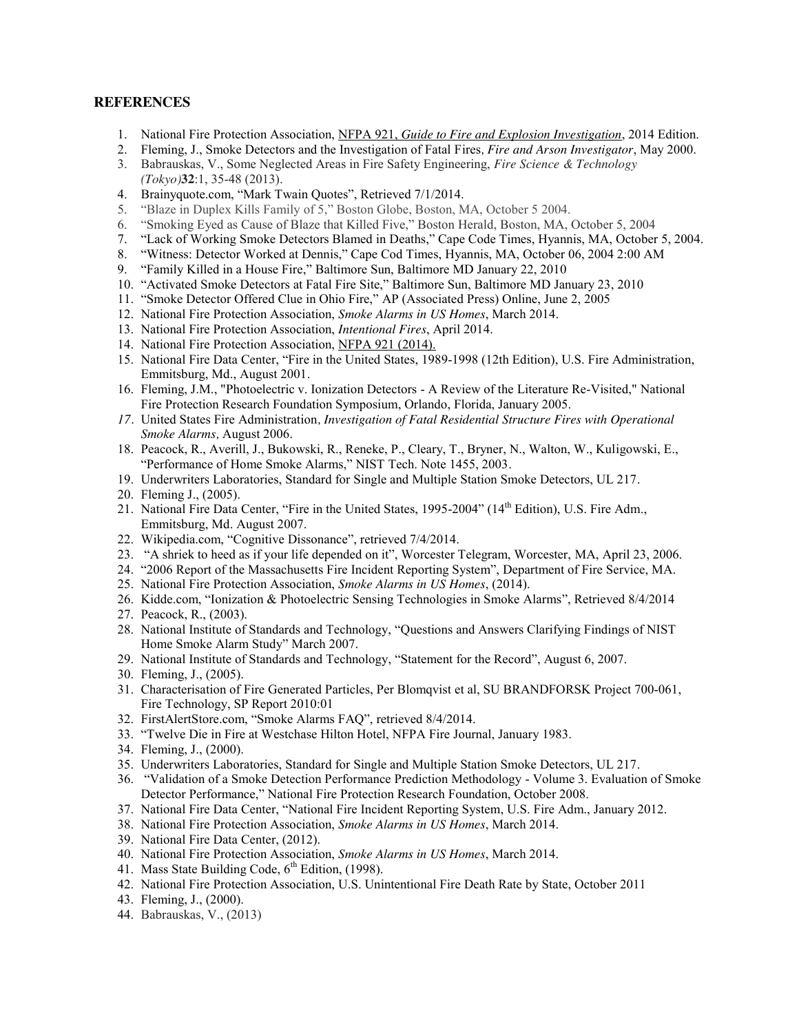## REFERENCES

1. National Fire Protection Association, NFPA 921, *Guide to Fire and Explosion Investigation*, 2014 Edition.
2. Fleming, J., Smoke Detectors and the Investigation of Fatal Fires, *Fire and Arson Investigator*, May 2000.
3. Babrauskas, V., Some Neglected Areas in Fire Safety Engineering, *Fire Science & Technology (Tokyo)* **32**:1, 35-48 (2013).
4. Brainyquote.com, "Mark Twain Quotes", Retrieved 7/1/2014.
5. "Blaze in Duplex Kills Family of 5," Boston Globe, Boston, MA, October 5 2004.
6. "Smoking Eyed as Cause of Blaze that Killed Five," Boston Herald, Boston, MA, October 5, 2004
7. "Lack of Working Smoke Detectors Blamed in Deaths," Cape Code Times, Hyannis, MA, October 5, 2004.
8. "Witness: Detector Worked at Dennis," Cape Cod Times, Hyannis, MA, October 06, 2004 2:00 AM
9. "Family Killed in a House Fire," Baltimore Sun, Baltimore MD January 22, 2010
10. "Activated Smoke Detectors at Fatal Fire Site," Baltimore Sun, Baltimore MD January 23, 2010
11. "Smoke Detector Offered Clue in Ohio Fire," AP (Associated Press) Online, June 2, 2005
12. National Fire Protection Association, *Smoke Alarms in US Homes*, March 2014.
13. National Fire Protection Association, *Intentional Fires*, April 2014.
14. National Fire Protection Association, NFPA 921 (2014).
15. National Fire Data Center, "Fire in the United States, 1989-1998 (12th Edition), U.S. Fire Administration, Emmitsburg, Md., August 2001.
16. Fleming, J.M., "Photoelectric v. Ionization Detectors - A Review of the Literature Re-Visited," National Fire Protection Research Foundation Symposium, Orlando, Florida, January 2005.
17. United States Fire Administration, *Investigation of Fatal Residential Structure Fires with Operational Smoke Alarms,* August 2006.
18. Peacock, R., Averill, J., Bukowski, R., Reneke, P., Cleary, T., Bryner, N., Walton, W., Kuligowski, E., "Performance of Home Smoke Alarms," NIST Tech. Note 1455, 2003.
19. Underwriters Laboratories, Standard for Single and Multiple Station Smoke Detectors, UL 217.
20. Fleming J., (2005).
21. National Fire Data Center, "Fire in the United States, 1995-2004" (14th Edition), U.S. Fire Adm., Emmitsburg, Md. August 2007.
22. Wikipedia.com, "Cognitive Dissonance", retrieved 7/4/2014.
23. "A shriek to heed as if your life depended on it", Worcester Telegram, Worcester, MA, April 23, 2006.
24. "2006 Report of the Massachusetts Fire Incident Reporting System", Department of Fire Service, MA.
25. National Fire Protection Association, *Smoke Alarms in US Homes*, (2014).
26. Kidde.com, "Ionization & Photoelectric Sensing Technologies in Smoke Alarms", Retrieved 8/4/2014
27. Peacock, R., (2003).
28. National Institute of Standards and Technology, "Questions and Answers Clarifying Findings of NIST Home Smoke Alarm Study" March 2007.
29. National Institute of Standards and Technology, "Statement for the Record", August 6, 2007.
30. Fleming, J., (2005).
31. Characterisation of Fire Generated Particles, Per Blomqvist et al, SU BRANDFORSK Project 700-061, Fire Technology, SP Report 2010:01
32. FirstAlertStore.com, "Smoke Alarms FAQ", retrieved 8/4/2014.
33. "Twelve Die in Fire at Westchase Hilton Hotel, NFPA Fire Journal, January 1983.
34. Fleming, J., (2000).
35. Underwriters Laboratories, Standard for Single and Multiple Station Smoke Detectors, UL 217.
36. "Validation of a Smoke Detection Performance Prediction Methodology - Volume 3. Evaluation of Smoke Detector Performance," National Fire Protection Research Foundation, October 2008.
37. National Fire Data Center, "National Fire Incident Reporting System, U.S. Fire Adm., January 2012.
38. National Fire Protection Association, *Smoke Alarms in US Homes*, March 2014.
39. National Fire Data Center, (2012).
40. National Fire Protection Association, *Smoke Alarms in US Homes*, March 2014.
41. Mass State Building Code, 6th Edition, (1998).
42. National Fire Protection Association, U.S. Unintentional Fire Death Rate by State, October 2011
43. Fleming, J., (2000).
44. Babrauskas, V., (2013)